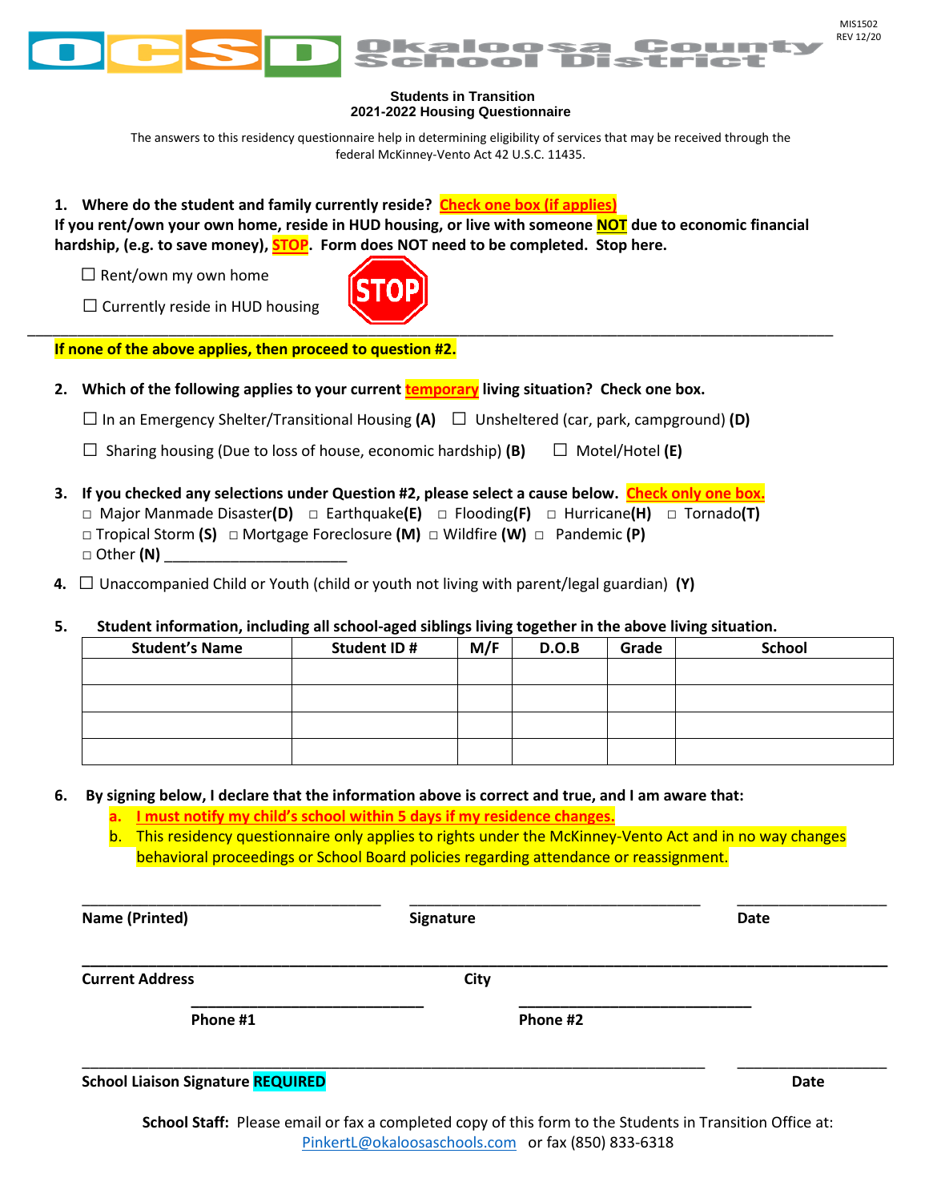MIS1502
REV 12/20

OCSD Okaloosa County School District

**Students in Transition**
**2021-2022 Housing Questionnaire**

The answers to this residency questionnaire help in determining eligibility of services that may be received through the federal McKinney-Vento Act 42 U.S.C. 11435.

**1. Where do the student and family currently reside? Check one box (if applies)**
**If you rent/own your own home, reside in HUD housing, or live with someone NOT due to economic financial hardship, (e.g. to save money), STOP. Form does NOT need to be completed. Stop here.**

☐ Rent/own my own home

☐ Currently reside in HUD housing

STOP

---

**If none of the above applies, then proceed to question #2.**

**2. Which of the following applies to your current temporary living situation? Check one box.**

☐ In an Emergency Shelter/Transitional Housing **(A)** ☐ Unsheltered (car, park, campground) **(D)**

☐ Sharing housing (Due to loss of house, economic hardship) **(B)** ☐ Motel/Hotel **(E)**

**3. If you checked any selections under Question #2, please select a cause below. Check only one box.**
□ Major Manmade Disaster**(D)** □ Earthquake**(E)** □ Flooding**(F)** □ Hurricane**(H)** □ Tornado**(T)**
□ Tropical Storm **(S)** □ Mortgage Foreclosure **(M)** □ Wildfire **(W)** □ Pandemic **(P)**
□ Other **(N)** ____________________

**4.** ☐ Unaccompanied Child or Youth (child or youth not living with parent/legal guardian) **(Y)**

**5. Student information, including all school-aged siblings living together in the above living situation.**

| Student's Name | Student ID # | M/F | D.O.B | Grade | School |
|---|---|---|---|---|---|
| | | | | | |
| | | | | | |
| | | | | | |
| | | | | | |

**6. By signing below, I declare that the information above is correct and true, and I am aware that:**
a. I must notify my child's school within 5 days if my residence changes.
b. This residency questionnaire only applies to rights under the McKinney-Vento Act and in no way changes behavioral proceedings or School Board policies regarding attendance or reassignment.

________________________ ________________________ ____________
**Name (Printed)** **Signature** **Date**

________________________________________________________________
**Current Address** **City**

________________________ ________________________
**Phone #1** **Phone #2**

________________________________________________ ____________
**School Liaison Signature REQUIRED** **Date**

**School Staff:** Please email or fax a completed copy of this form to the Students in Transition Office at: PinkertL@okaloosaschools.com or fax (850) 833-6318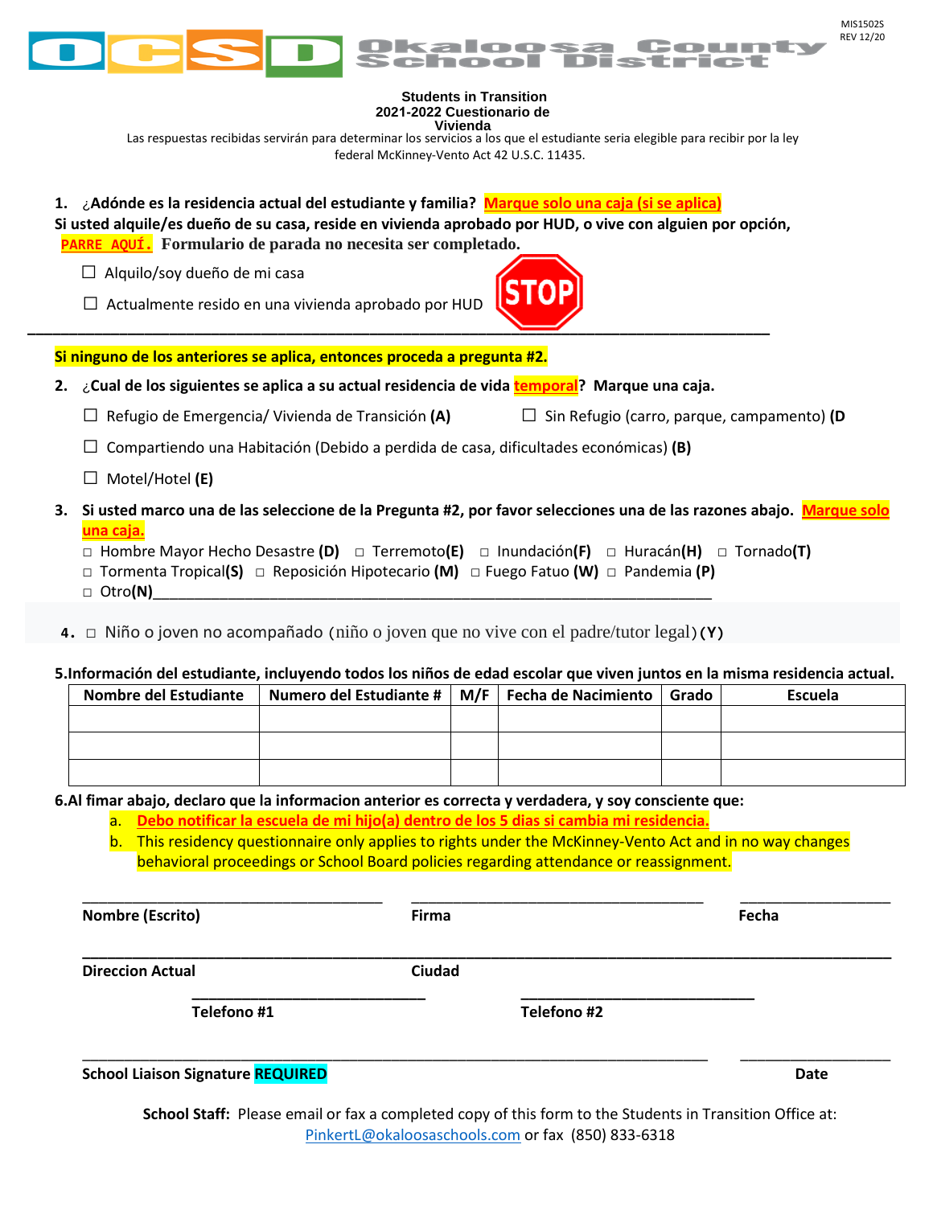MIS1502S
REV 12/20

**Okaloosa County School District**

**Students in Transition**
**2021-2022 Cuestionario de Vivienda**

Las respuestas recibidas servirán para determinar los servicios a los que el estudiante seria elegible para recibir por la ley federal McKinney-Vento Act 42 U.S.C. 11435.

1. **¿Adónde es la residencia actual del estudiante y familia? Marque solo una caja (si se aplica)**

**Si usted alquile/es dueño de su casa, reside en vivienda aprobado por HUD, o vive con alguien por opción, PARRE AQUÍ. Formulario de parada no necesita ser completado.**

☐ Alquilo/soy dueño de mi casa

☐ Actualmente resido en una vivienda aprobado por HUD

STOP

---

**Si ninguno de los anteriores se aplica, entonces proceda a pregunta #2.**

2. **¿Cual de los siguientes se aplica a su actual residencia de vida temporal? Marque una caja.**

☐ Refugio de Emergencia/ Vivienda de Transición **(A)**

☐ Sin Refugio (carro, parque, campamento) **(D**

☐ Compartiendo una Habitación (Debido a perdida de casa, dificultades económicas) **(B)**

☐ Motel/Hotel **(E)**

3. **Si usted marco una de las seleccione de la Pregunta #2, por favor selecciones una de las razones abajo. Marque solo una caja.**

□ Hombre Mayor Hecho Desastre **(D)** □ Terremoto**(E)** □ Inundación**(F)** □ Huracán**(H)** □ Tornado**(T)**
□ Tormenta Tropical**(S)** □ Reposición Hipotecario **(M)** □ Fuego Fatuo **(W)** □ Pandemia **(P)**
□ Otro**(N)**_______________________________________________________________

4. □ Niño o joven no acompañado (niño o joven que no vive con el padre/tutor legal) **(Y)**

**5.Información del estudiante, incluyendo todos los niños de edad escolar que viven juntos en la misma residencia actual.**

| Nombre del Estudiante | Numero del Estudiante # | M/F | Fecha de Nacimiento | Grado | Escuela |
|---|---|---|---|---|---|
| | | | | | |
| | | | | | |
| | | | | | |

**6.Al fimar abajo, declaro que la informacion anterior es correcta y verdadera, y soy consciente que:**

a. **Debo notificar la escuela de mi hijo(a) dentro de los 5 dias si cambia mi residencia.**
b. This residency questionnaire only applies to rights under the McKinney-Vento Act and in no way changes behavioral proceedings or School Board policies regarding attendance or reassignment.

_______________________ _______________________ _______________
**Nombre (Escrito)** **Firma** **Fecha**

_____________________________________________________________
**Direccion Actual** **Ciudad**

_______________________ _______________________
**Telefono #1** **Telefono #2**

_____________________________________________ _______________
**School Liaison Signature REQUIRED** **Date**

**School Staff:** Please email or fax a completed copy of this form to the Students in Transition Office at: PinkertL@okaloosaschools.com or fax (850) 833-6318